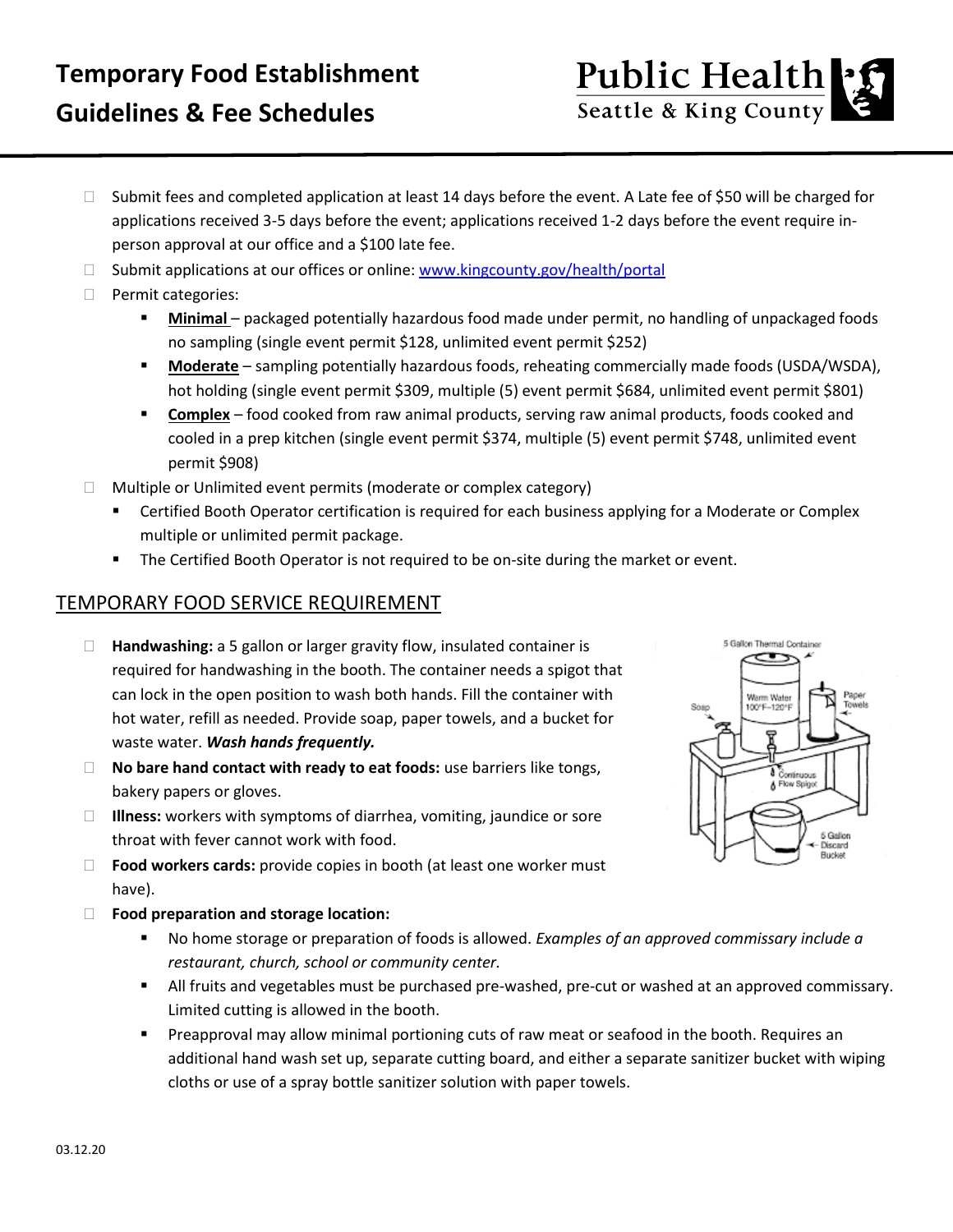# Temporary Food Establishment Guidelines & Fee Schedules

Public Health
Seattle & King County

- Submit fees and completed application at least 14 days before the event. A Late fee of $50 will be charged for applications received 3-5 days before the event; applications received 1-2 days before the event require in-person approval at our office and a $100 late fee.
- Submit applications at our offices or online: [www.kingcounty.gov/health/portal](www.kingcounty.gov/health/portal)
- Permit categories:
  - **Minimal** – packaged potentially hazardous food made under permit, no handling of unpackaged foods no sampling (single event permit $128, unlimited event permit $252)
  - **Moderate** – sampling potentially hazardous foods, reheating commercially made foods (USDA/WSDA), hot holding (single event permit $309, multiple (5) event permit $684, unlimited event permit $801)
  - **Complex** – food cooked from raw animal products, serving raw animal products, foods cooked and cooled in a prep kitchen (single event permit $374, multiple (5) event permit $748, unlimited event permit $908)
- Multiple or Unlimited event permits (moderate or complex category)
  - Certified Booth Operator certification is required for each business applying for a Moderate or Complex multiple or unlimited permit package.
  - The Certified Booth Operator is not required to be on-site during the market or event.

## TEMPORARY FOOD SERVICE REQUIREMENT

- **Handwashing:** a 5 gallon or larger gravity flow, insulated container is required for handwashing in the booth. The container needs a spigot that can lock in the open position to wash both hands. Fill the container with hot water, refill as needed. Provide soap, paper towels, and a bucket for waste water. ***Wash hands frequently.***
- **No bare hand contact with ready to eat foods:** use barriers like tongs, bakery papers or gloves.
- **Illness:** workers with symptoms of diarrhea, vomiting, jaundice or sore throat with fever cannot work with food.
- **Food workers cards:** provide copies in booth (at least one worker must have).
- **Food preparation and storage location:**
  - No home storage or preparation of foods is allowed. *Examples of an approved commissary include a restaurant, church, school or community center.*
  - All fruits and vegetables must be purchased pre-washed, pre-cut or washed at an approved commissary. Limited cutting is allowed in the booth.
  - Preapproval may allow minimal portioning cuts of raw meat or seafood in the booth. Requires an additional hand wash set up, separate cutting board, and either a separate sanitizer bucket with wiping cloths or use of a spray bottle sanitizer solution with paper towels.

03.12.20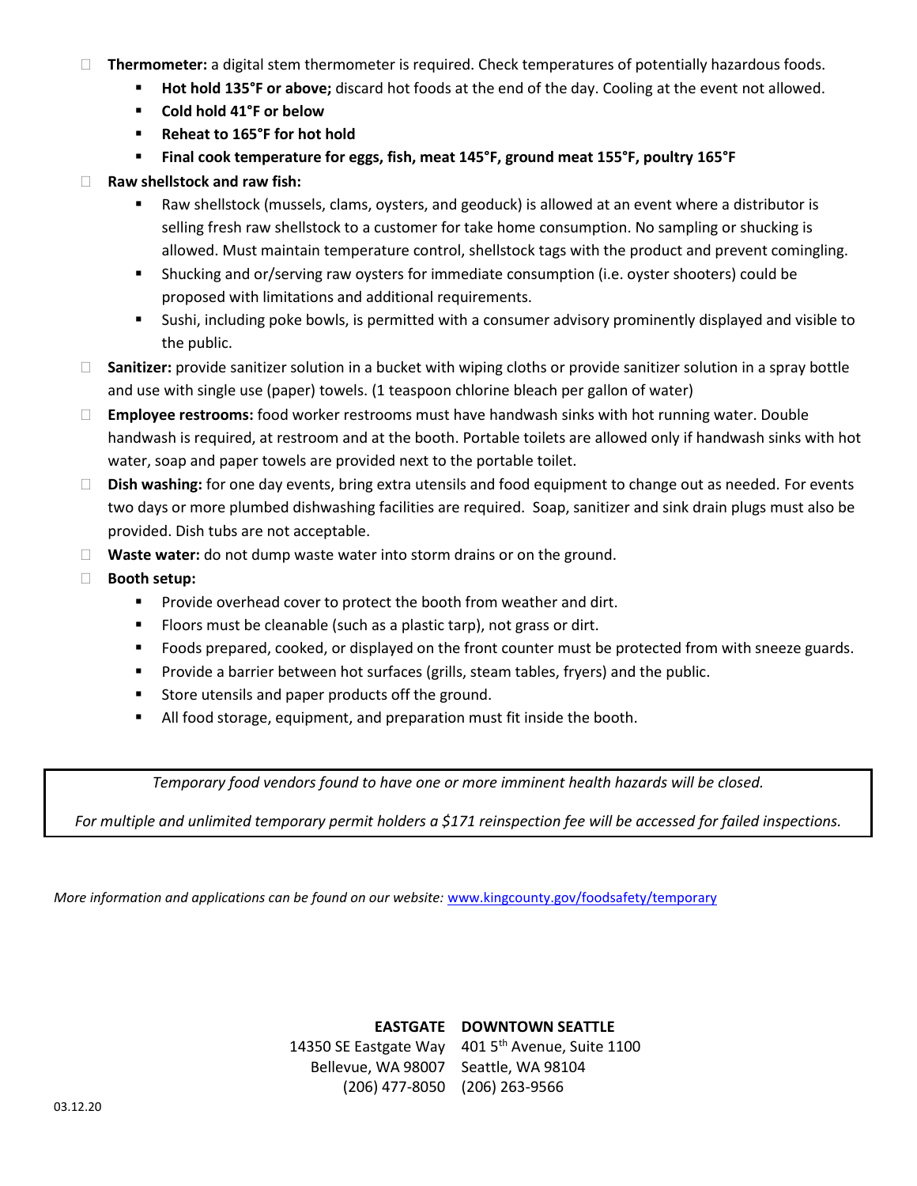- **Thermometer:** a digital stem thermometer is required. Check temperatures of potentially hazardous foods.
  - **Hot hold 135°F or above;** discard hot foods at the end of the day. Cooling at the event not allowed.
  - **Cold hold 41°F or below**
  - **Reheat to 165°F for hot hold**
  - **Final cook temperature for eggs, fish, meat 145°F, ground meat 155°F, poultry 165°F**
- **Raw shellstock and raw fish:**
  - Raw shellstock (mussels, clams, oysters, and geoduck) is allowed at an event where a distributor is selling fresh raw shellstock to a customer for take home consumption. No sampling or shucking is allowed. Must maintain temperature control, shellstock tags with the product and prevent comingling.
  - Shucking and or/serving raw oysters for immediate consumption (i.e. oyster shooters) could be proposed with limitations and additional requirements.
  - Sushi, including poke bowls, is permitted with a consumer advisory prominently displayed and visible to the public.
- **Sanitizer:** provide sanitizer solution in a bucket with wiping cloths or provide sanitizer solution in a spray bottle and use with single use (paper) towels. (1 teaspoon chlorine bleach per gallon of water)
- **Employee restrooms:** food worker restrooms must have handwash sinks with hot running water. Double handwash is required, at restroom and at the booth. Portable toilets are allowed only if handwash sinks with hot water, soap and paper towels are provided next to the portable toilet.
- **Dish washing:** for one day events, bring extra utensils and food equipment to change out as needed. For events two days or more plumbed dishwashing facilities are required. Soap, sanitizer and sink drain plugs must also be provided. Dish tubs are not acceptable.
- **Waste water:** do not dump waste water into storm drains or on the ground.
- **Booth setup:**
  - Provide overhead cover to protect the booth from weather and dirt.
  - Floors must be cleanable (such as a plastic tarp), not grass or dirt.
  - Foods prepared, cooked, or displayed on the front counter must be protected from with sneeze guards.
  - Provide a barrier between hot surfaces (grills, steam tables, fryers) and the public.
  - Store utensils and paper products off the ground.
  - All food storage, equipment, and preparation must fit inside the booth.

*Temporary food vendors found to have one or more imminent health hazards will be closed.*

*For multiple and unlimited temporary permit holders a $171 reinspection fee will be accessed for failed inspections.*

*More information and applications can be found on our website:* [www.kingcounty.gov/foodsafety/temporary](http://www.kingcounty.gov/foodsafety/temporary)

| EASTGATE | DOWNTOWN SEATTLE |
|---|---|
| 14350 SE Eastgate Way | 401 5th Avenue, Suite 1100 |
| Bellevue, WA 98007 | Seattle, WA 98104 |
| (206) 477-8050 | (206) 263-9566 |

03.12.20